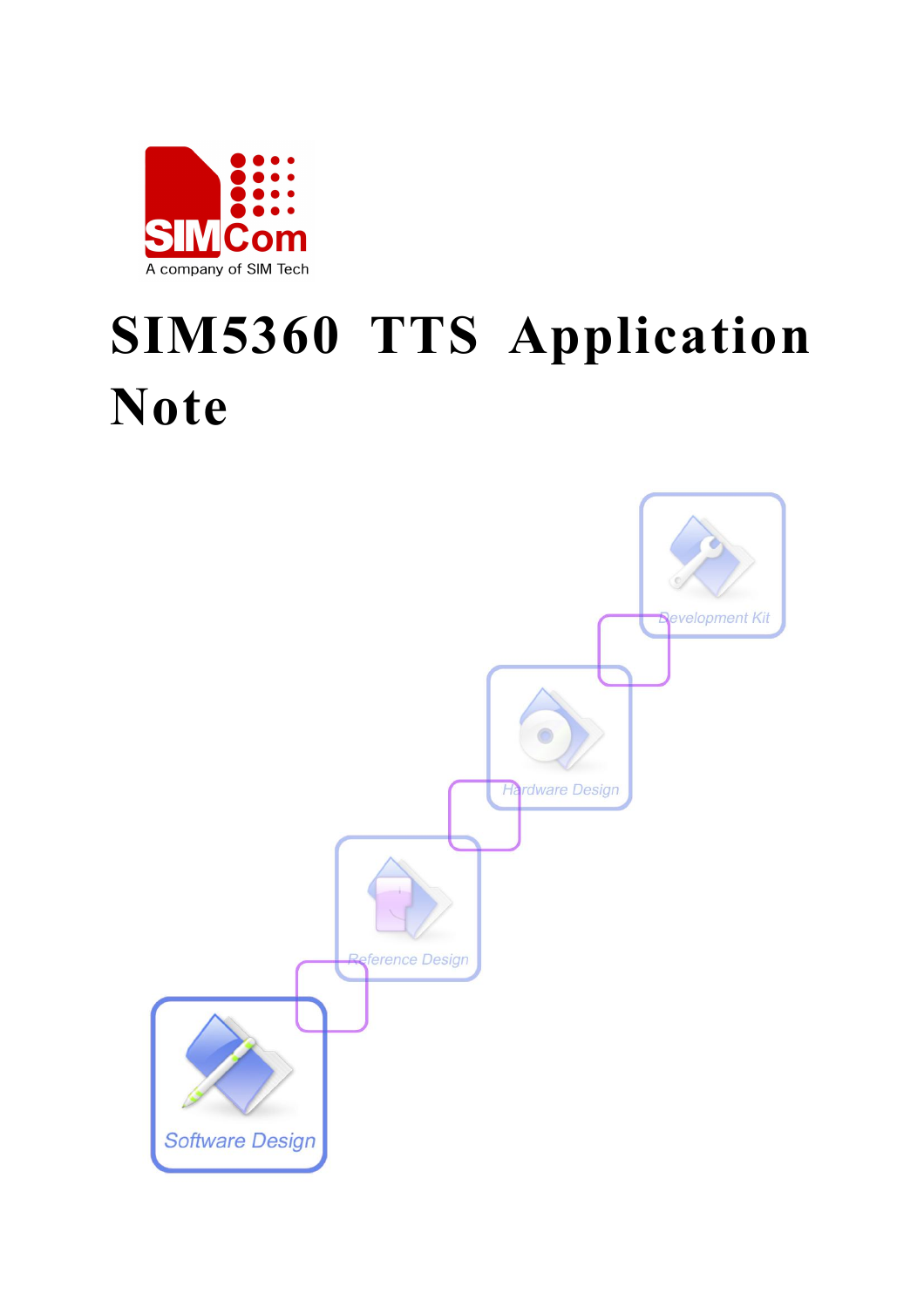SIMCom

A company of SIM Tech

# SIM5360 TTS Application Note

Development Kit

Hardware Design

Reference Design

Software Design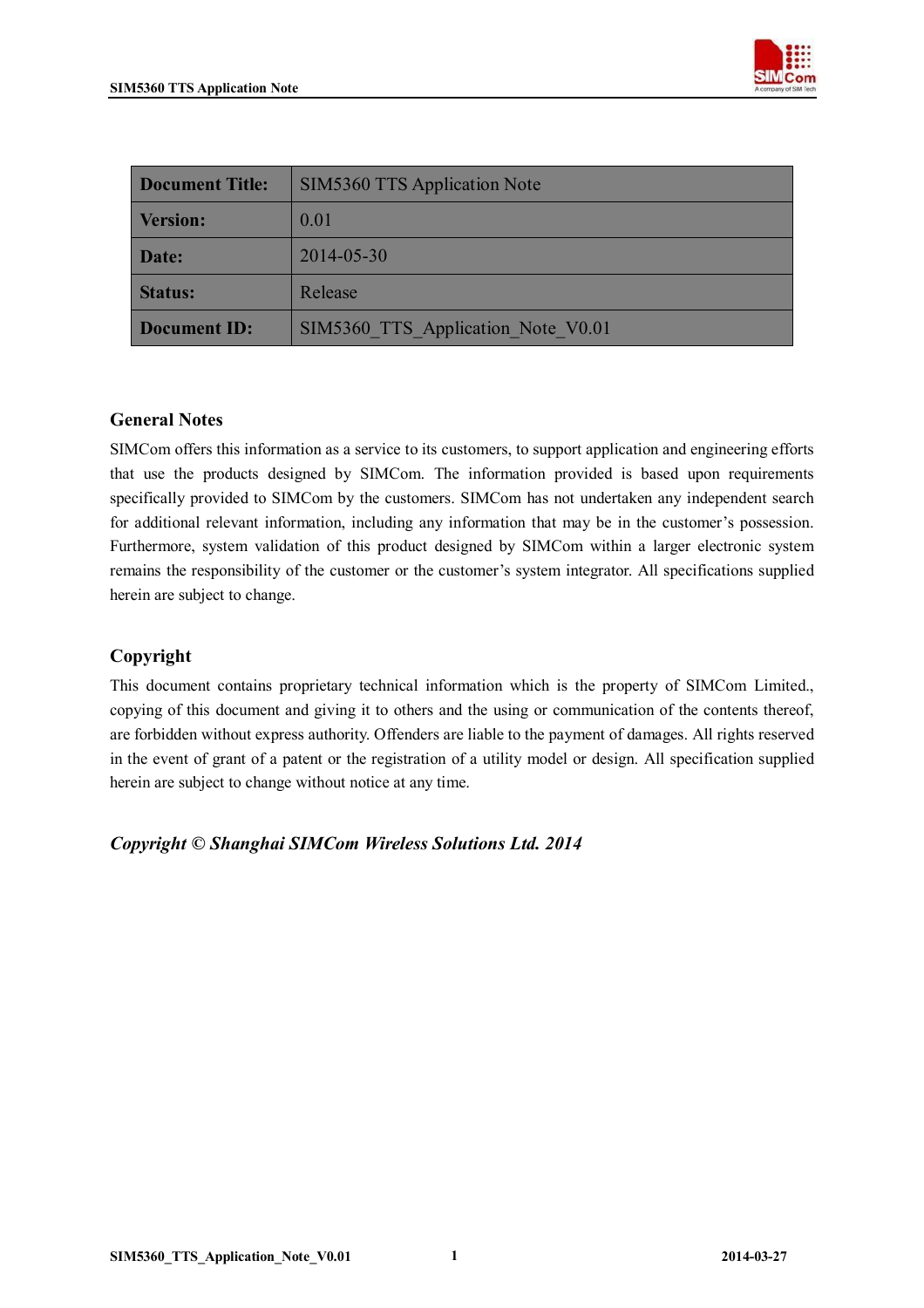| Document Title: | SIM5360 TTS Application Note |
|---|---|
| Version: | 0.01 |
| Date: | 2014-05-30 |
| Status: | Release |
| Document ID: | SIM5360_TTS_Application_Note_V0.01 |

## General Notes

SIMCom offers this information as a service to its customers, to support application and engineering efforts that use the products designed by SIMCom. The information provided is based upon requirements specifically provided to SIMCom by the customers. SIMCom has not undertaken any independent search for additional relevant information, including any information that may be in the customer's possession. Furthermore, system validation of this product designed by SIMCom within a larger electronic system remains the responsibility of the customer or the customer's system integrator. All specifications supplied herein are subject to change.

## Copyright

This document contains proprietary technical information which is the property of SIMCom Limited., copying of this document and giving it to others and the using or communication of the contents thereof, are forbidden without express authority. Offenders are liable to the payment of damages. All rights reserved in the event of grant of a patent or the registration of a utility model or design. All specification supplied herein are subject to change without notice at any time.

***Copyright © Shanghai SIMCom Wireless Solutions Ltd. 2014***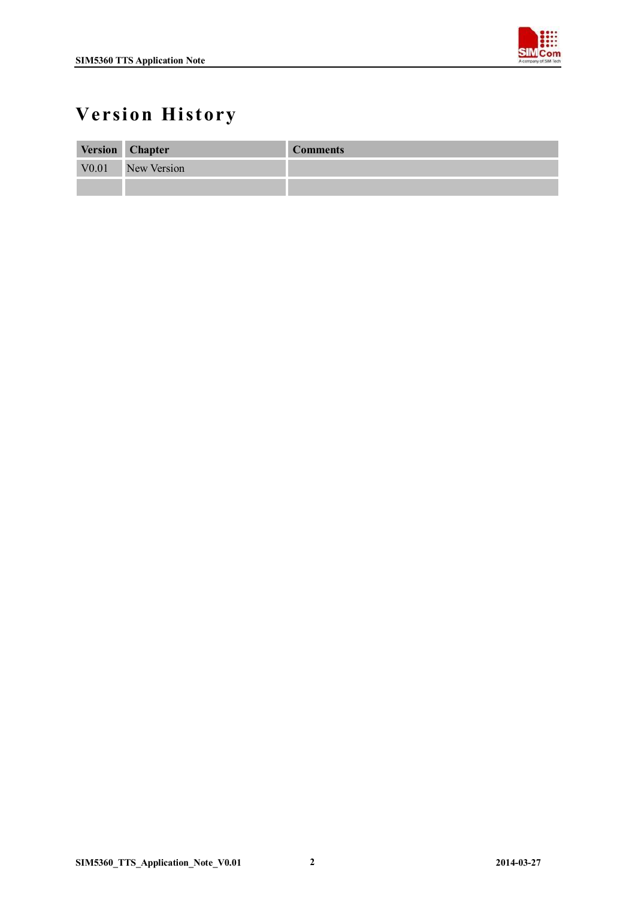# Version History

| Version | Chapter | Comments |
| --- | --- | --- |
| V0.01 | New Version | |
| | | |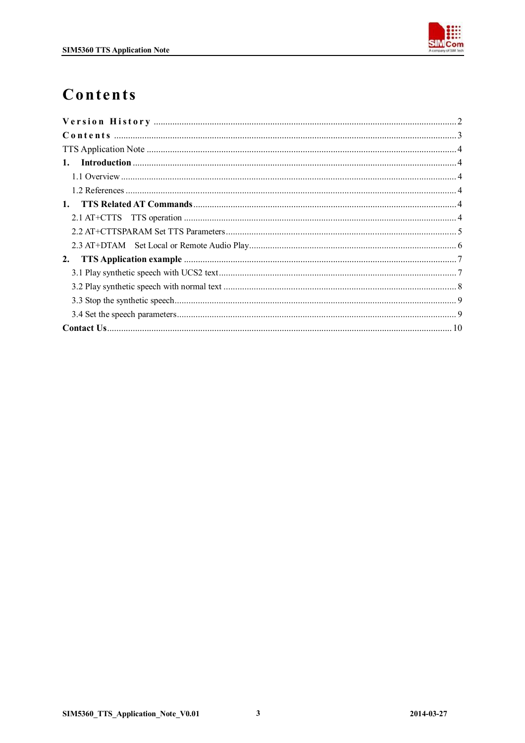# Contents

Version History ........................................................................................................................2
Contents ....................................................................................................................................3
TTS Application Note ................................................................................................................4
**1. Introduction** ........................................................................................................................4
  1.1 Overview ..........................................................................................................................4
  1.2 References ........................................................................................................................4
**1. TTS Related AT Commands** ..............................................................................................4
  2.1 AT+CTTS TTS operation .................................................................................................4
  2.2 AT+CTTSPARAM Set TTS Parameters ..........................................................................5
  2.3 AT+DTAM Set Local or Remote Audio Play .....................................................................6
**2. TTS Application example** ....................................................................................................7
  3.1 Play synthetic speech with UCS2 text ...............................................................................7
  3.2 Play synthetic speech with normal text ..............................................................................8
  3.3 Stop the synthetic speech ..................................................................................................9
  3.4 Set the speech parameters .................................................................................................9
**Contact Us** ..............................................................................................................................10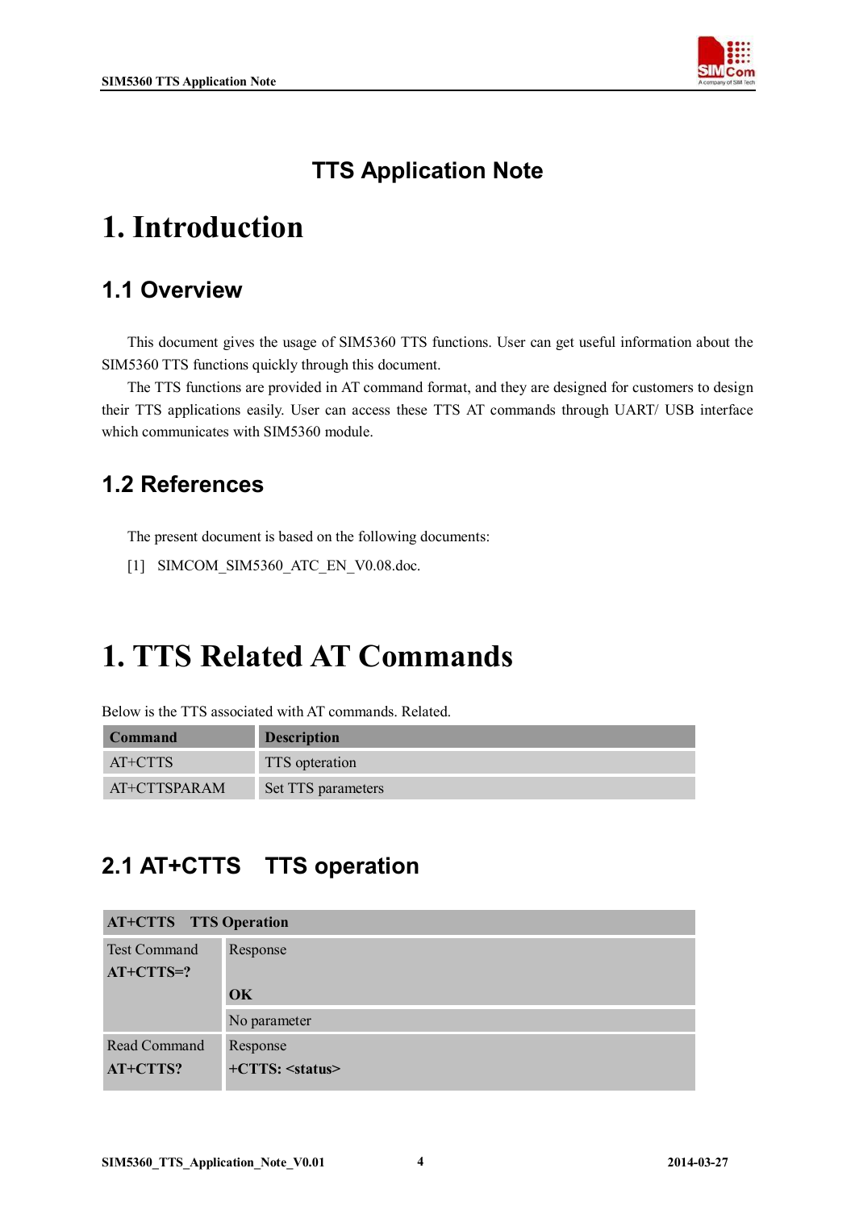## TTS Application Note

# 1. Introduction

## 1.1 Overview

This document gives the usage of SIM5360 TTS functions. User can get useful information about the SIM5360 TTS functions quickly through this document.

The TTS functions are provided in AT command format, and they are designed for customers to design their TTS applications easily. User can access these TTS AT commands through UART/ USB interface which communicates with SIM5360 module.

## 1.2 References

The present document is based on the following documents:

[1] SIMCOM_SIM5360_ATC_EN_V0.08.doc.

# 1. TTS Related AT Commands

Below is the TTS associated with AT commands. Related.

| Command | Description |
|---|---|
| AT+CTTS | TTS opteration |
| AT+CTTSPARAM | Set TTS parameters |

## 2.1 AT+CTTS TTS operation

| **AT+CTTS TTS Operation** | |
|---|---|
| Test Command<br>**AT+CTTS=?** | Response<br><br>**OK** |
| | No parameter |
| Read Command<br>**AT+CTTS?** | Response<br>**+CTTS: <status>** |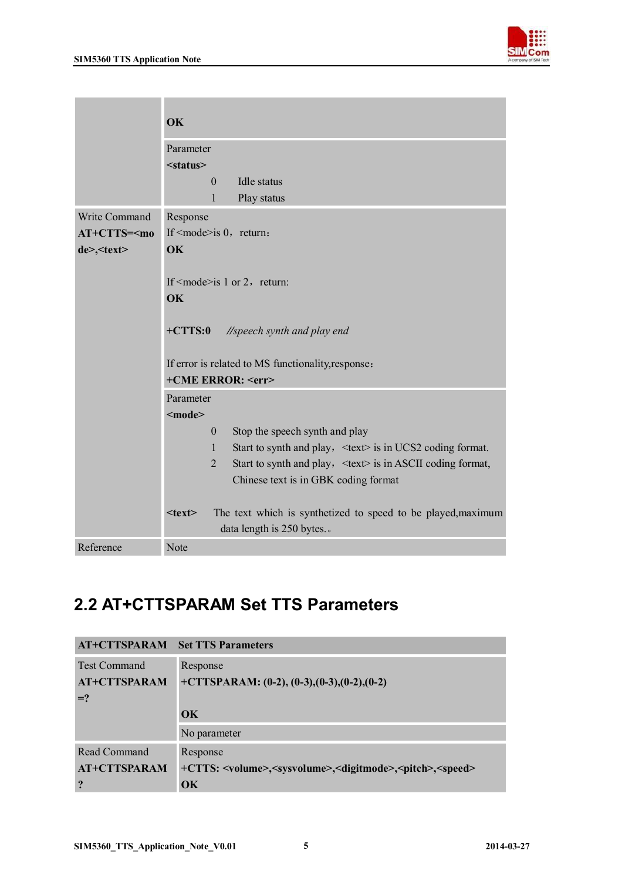| | |
|---|---|
| | **OK** |
| | Parameter<br>**<status>**<br>0 Idle status<br>1 Play status |
| Write Command<br>**AT+CTTS=<mode>,<text>** | Response<br>If <mode>is 0，return:<br>**OK**<br><br>If <mode>is 1 or 2，return:<br>**OK**<br><br>**+CTTS:0** *//speech synth and play end*<br><br>If error is related to MS functionality,response:<br>**+CME ERROR: <err>** |
| | Parameter<br>**<mode>**<br>0 Stop the speech synth and play<br>1 Start to synth and play，<text> is in UCS2 coding format.<br>2 Start to synth and play，<text> is in ASCII coding format, Chinese text is in GBK coding format<br><br>**<text>** The text which is synthetized to speed to be played,maximum data length is 250 bytes.。 |
| Reference | Note |

## 2.2 AT+CTTSPARAM Set TTS Parameters

| **AT+CTTSPARAM** | **Set TTS Parameters** |
|---|---|
| Test Command<br>**AT+CTTSPARAM=?** | Response<br>**+CTTSPARAM: (0-2), (0-3),(0-3),(0-2),(0-2)**<br><br>**OK** |
| | No parameter |
| Read Command<br>**AT+CTTSPARAM?** | Response<br>**+CTTS: <volume>,<sysvolume>,<digitmode>,<pitch>,<speed>**<br>**OK** |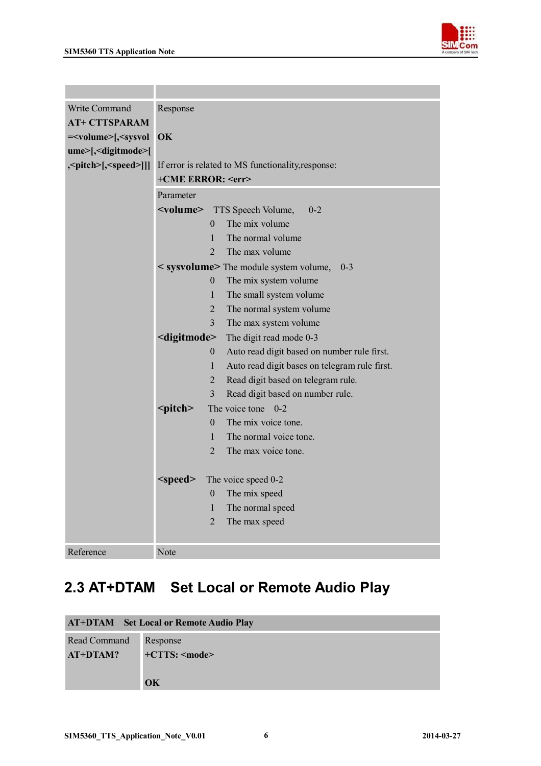| | |
|---|---|
| Write Command<br>**AT+ CTTSPARAM =<volume>[,<sysvolume>[,<digitmode>[,<pitch>[,<speed>]]]** | Response<br><br>**OK**<br><br>If error is related to MS functionality,response:<br>**+CME ERROR: <err>** |
| | Parameter<br>**<volume>** TTS Speech Volume, 0-2<br>0 The mix volume<br>1 The normal volume<br>2 The max volume<br>**< sysvolume>** The module system volume, 0-3<br>0 The mix system volume<br>1 The small system volume<br>2 The normal system volume<br>3 The max system volume<br>**<digitmode>** The digit read mode 0-3<br>0 Auto read digit based on number rule first.<br>1 Auto read digit bases on telegram rule first.<br>2 Read digit based on telegram rule.<br>3 Read digit based on number rule.<br>**<pitch>** The voice tone 0-2<br>0 The mix voice tone.<br>1 The normal voice tone.<br>2 The max voice tone.<br><br>**<speed>** The voice speed 0-2<br>0 The mix speed<br>1 The normal speed<br>2 The max speed |
| Reference | Note |

## 2.3 AT+DTAM Set Local or Remote Audio Play

| **AT+DTAM Set Local or Remote Audio Play** | |
|---|---|
| Read Command<br>**AT+DTAM?** | Response<br>**+CTTS: <mode>**<br><br>**OK** |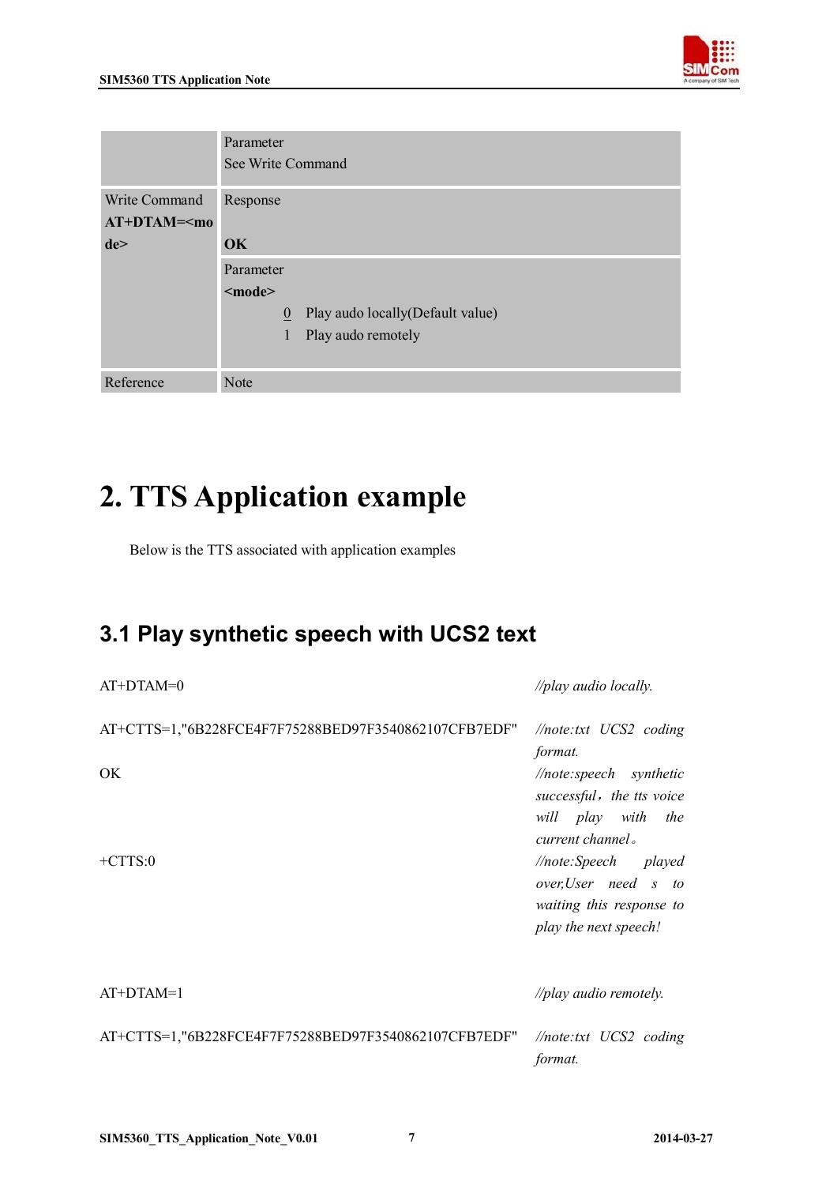| | |
|---|---|
| | Parameter<br>See Write Command |
| Write Command<br>**AT+DTAM=<mode>** | Response<br><br>**OK** |
| | Parameter<br>**<mode>**<br>0 Play audo locally(Default value)<br>1 Play audo remotely |
| Reference | Note |

# 2. TTS Application example

Below is the TTS associated with application examples

## 3.1 Play synthetic speech with UCS2 text

| | |
|---|---|
| AT+DTAM=0 | *//play audio locally.* |
| AT+CTTS=1,"6B228FCE4F7F75288BED97F3540862107CFB7EDF" | *//note:txt UCS2 coding format.* |
| OK | *//note:speech synthetic successful，the tts voice will play with the current channel。* |
| +CTTS:0 | *//note:Speech played over,User need s to waiting this response to play the next speech!* |
| | |
| AT+DTAM=1 | *//play audio remotely.* |
| AT+CTTS=1,"6B228FCE4F7F75288BED97F3540862107CFB7EDF" | *//note:txt UCS2 coding format.* |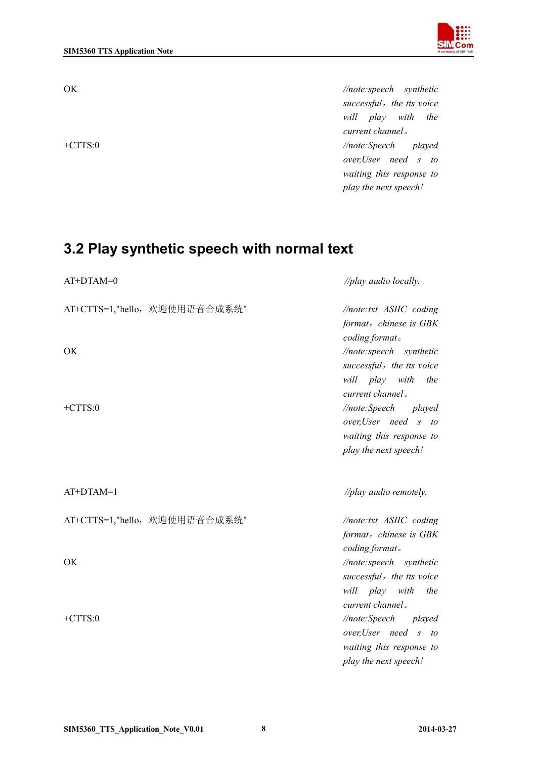| | |
|---|---|
| OK | *//note:speech synthetic successful，the tts voice will play with the current channel。* |
| +CTTS:0 | *//note:Speech played over,User need s to waiting this response to play the next speech!* |

## 3.2 Play synthetic speech with normal text

| | |
|---|---|
| AT+DTAM=0 | *//play audio locally.* |
| AT+CTTS=1,"hello，欢迎使用语音合成系统" | *//note:txt ASIIC coding format，chinese is GBK coding format。* |
| OK | *//note:speech synthetic successful，the tts voice will play with the current channel。* |
| +CTTS:0 | *//note:Speech played over,User need s to waiting this response to play the next speech!* |
| AT+DTAM=1 | *//play audio remotely.* |
| AT+CTTS=1,"hello，欢迎使用语音合成系统" | *//note:txt ASIIC coding format，chinese is GBK coding format。* |
| OK | *//note:speech synthetic successful，the tts voice will play with the current channel。* |
| +CTTS:0 | *//note:Speech played over,User need s to waiting this response to play the next speech!* |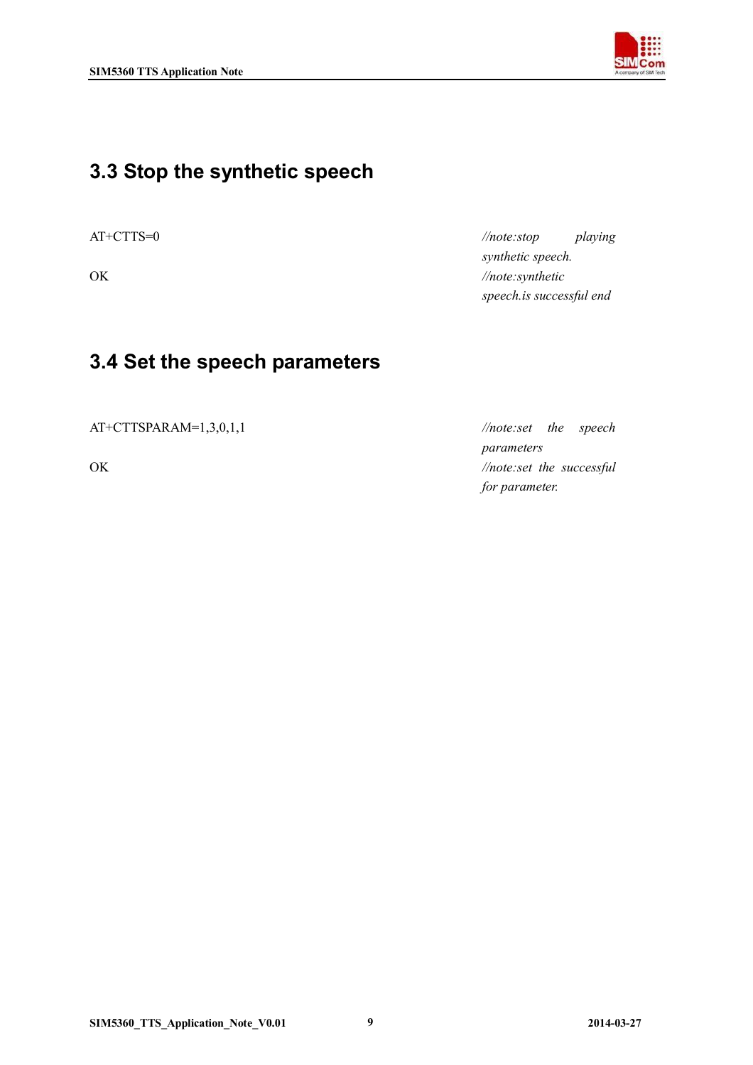## 3.3 Stop the synthetic speech

| | |
|---|---|
| AT+CTTS=0 | *//note:stop playing synthetic speech.* |
| OK | *//note:synthetic speech.is successful end* |

## 3.4 Set the speech parameters

| | |
|---|---|
| AT+CTTSPARAM=1,3,0,1,1 | *//note:set the speech parameters* |
| OK | *//note:set the successful for parameter.* |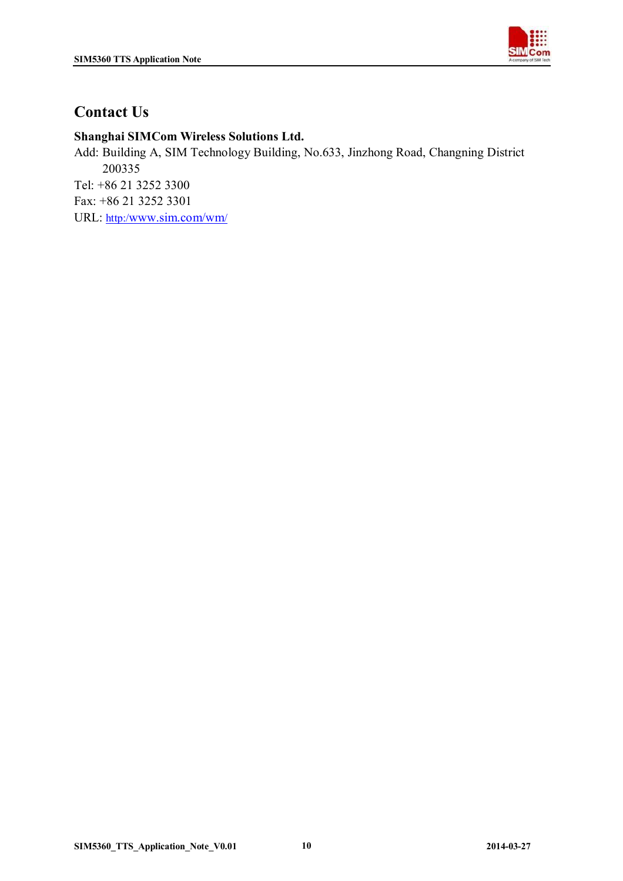# Contact Us

**Shanghai SIMCom Wireless Solutions Ltd.**

Add: Building A, SIM Technology Building, No.633, Jinzhong Road, Changning District 200335

Tel: +86 21 3252 3300

Fax: +86 21 3252 3301

URL: http:/www.sim.com/wm/